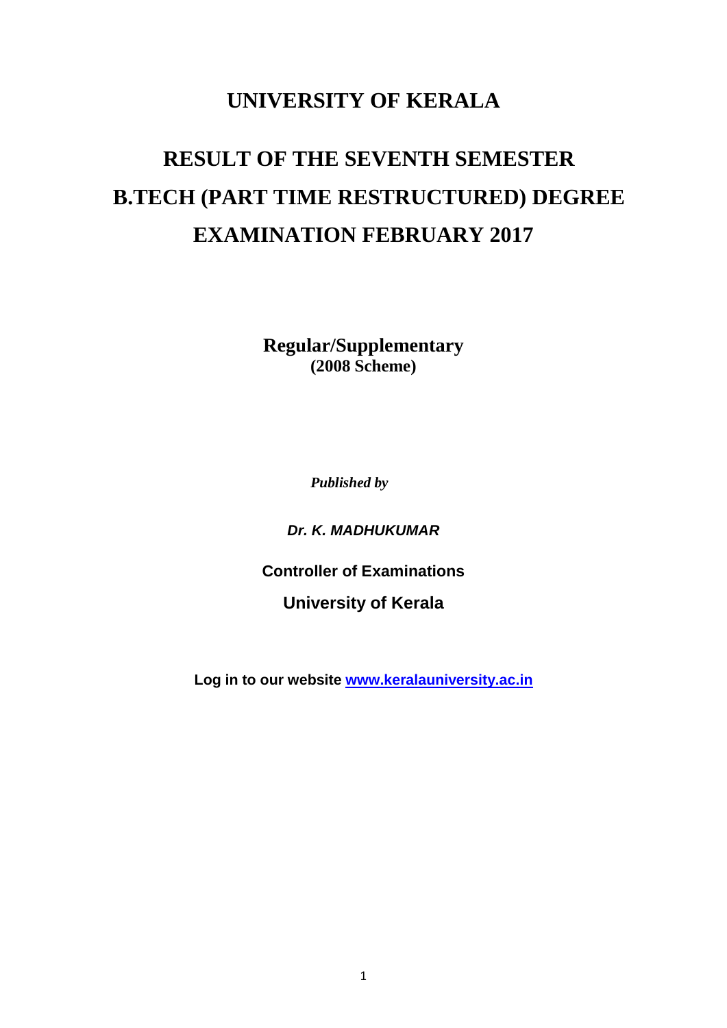# UNIVERSITY OF KERALA

# RESULT OF THE SEVENTH SEMESTER B.TECH (PART TIME RESTRUCTURED) DEGREE EXAMINATION FEBRUARY 2017

**Regular/Supplementary**
**(2008 Scheme)**

***Published by***

***Dr. K. MADHUKUMAR***

**Controller of Examinations**

**University of Kerala**

**Log in to our website [www.keralauniversity.ac.in](www.keralauniversity.ac.in)**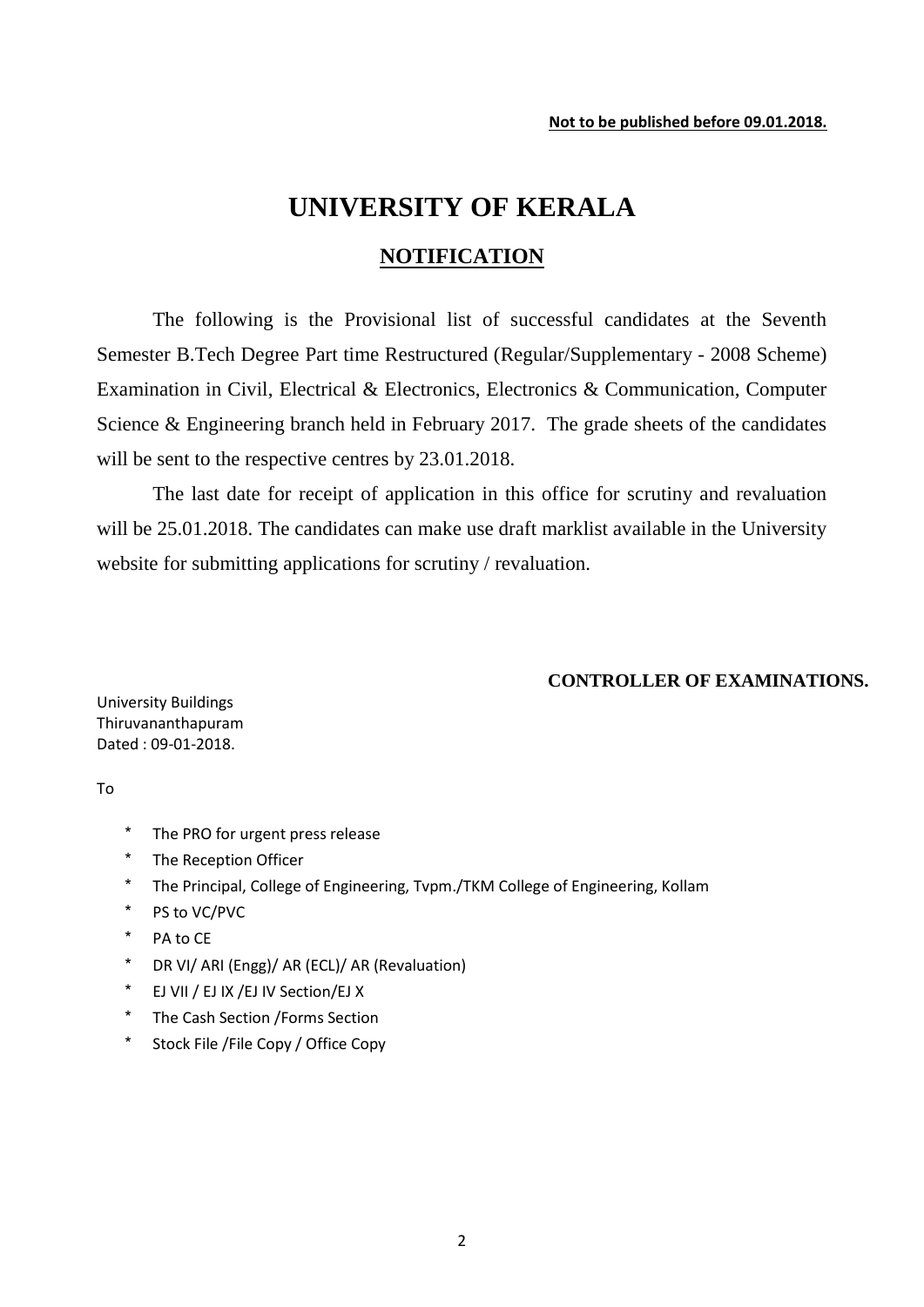**Not to be published before 09.01.2018.**

# UNIVERSITY OF KERALA

## NOTIFICATION

The following is the Provisional list of successful candidates at the Seventh Semester B.Tech Degree Part time Restructured (Regular/Supplementary - 2008 Scheme) Examination in Civil, Electrical & Electronics, Electronics & Communication, Computer Science & Engineering branch held in February 2017. The grade sheets of the candidates will be sent to the respective centres by 23.01.2018.

The last date for receipt of application in this office for scrutiny and revaluation will be 25.01.2018. The candidates can make use draft marklist available in the University website for submitting applications for scrutiny / revaluation.

**CONTROLLER OF EXAMINATIONS.**

University Buildings
Thiruvananthapuram
Dated : 09-01-2018.

To

* The PRO for urgent press release
* The Reception Officer
* The Principal, College of Engineering, Tvpm./TKM College of Engineering, Kollam
* PS to VC/PVC
* PA to CE
* DR VI/ ARI (Engg)/ AR (ECL)/ AR (Revaluation)
* EJ VII / EJ IX /EJ IV Section/EJ X
* The Cash Section /Forms Section
* Stock File /File Copy / Office Copy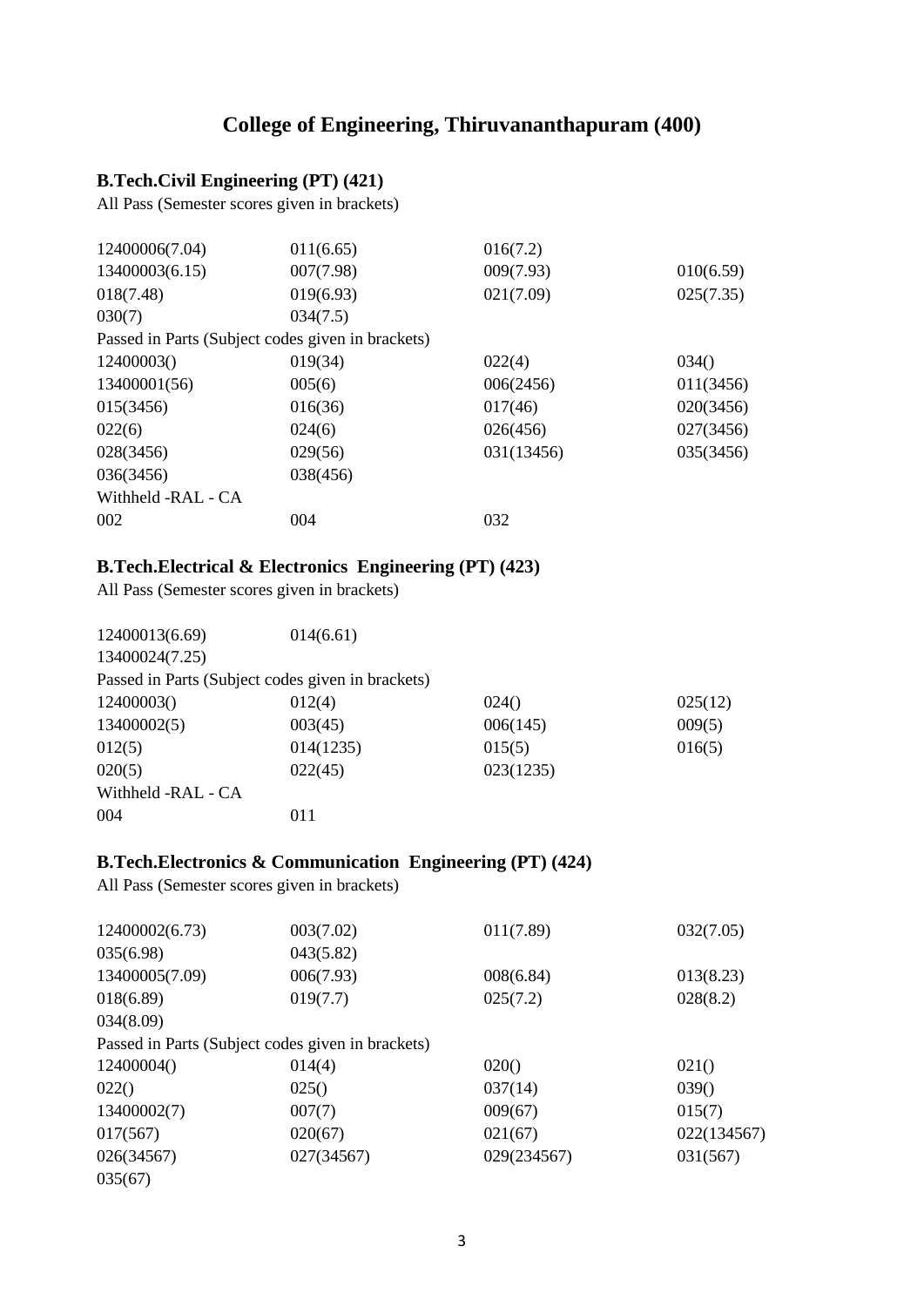# College of Engineering, Thiruvananthapuram (400)

## B.Tech.Civil Engineering (PT) (421)

All Pass (Semester scores given in brackets)

| | | | |
|---|---|---|---|
| 12400006(7.04) | 011(6.65) | 016(7.2) | |
| 13400003(6.15) | 007(7.98) | 009(7.93) | 010(6.59) |
| 018(7.48) | 019(6.93) | 021(7.09) | 025(7.35) |
| 030(7) | 034(7.5) | | |

Passed in Parts (Subject codes given in brackets)

| | | | |
|---|---|---|---|
| 12400003() | 019(34) | 022(4) | 034() |
| 13400001(56) | 005(6) | 006(2456) | 011(3456) |
| 015(3456) | 016(36) | 017(46) | 020(3456) |
| 022(6) | 024(6) | 026(456) | 027(3456) |
| 028(3456) | 029(56) | 031(13456) | 035(3456) |
| 036(3456) | 038(456) | | |

Withheld -RAL - CA

| | | |
|---|---|---|
| 002 | 004 | 032 |

## B.Tech.Electrical & Electronics Engineering (PT) (423)

All Pass (Semester scores given in brackets)

| | |
|---|---|
| 12400013(6.69) | 014(6.61) |
| 13400024(7.25) | |

Passed in Parts (Subject codes given in brackets)

| | | | |
|---|---|---|---|
| 12400003() | 012(4) | 024() | 025(12) |
| 13400002(5) | 003(45) | 006(145) | 009(5) |
| 012(5) | 014(1235) | 015(5) | 016(5) |
| 020(5) | 022(45) | 023(1235) | |

Withheld -RAL - CA

| | |
|---|---|
| 004 | 011 |

## B.Tech.Electronics & Communication Engineering (PT) (424)

All Pass (Semester scores given in brackets)

| | | | |
|---|---|---|---|
| 12400002(6.73) | 003(7.02) | 011(7.89) | 032(7.05) |
| 035(6.98) | 043(5.82) | | |
| 13400005(7.09) | 006(7.93) | 008(6.84) | 013(8.23) |
| 018(6.89) | 019(7.7) | 025(7.2) | 028(8.2) |
| 034(8.09) | | | |

Passed in Parts (Subject codes given in brackets)

| | | | |
|---|---|---|---|
| 12400004() | 014(4) | 020() | 021() |
| 022() | 025() | 037(14) | 039() |
| 13400002(7) | 007(7) | 009(67) | 015(7) |
| 017(567) | 020(67) | 021(67) | 022(134567) |
| 026(34567) | 027(34567) | 029(234567) | 031(567) |
| 035(67) | | | |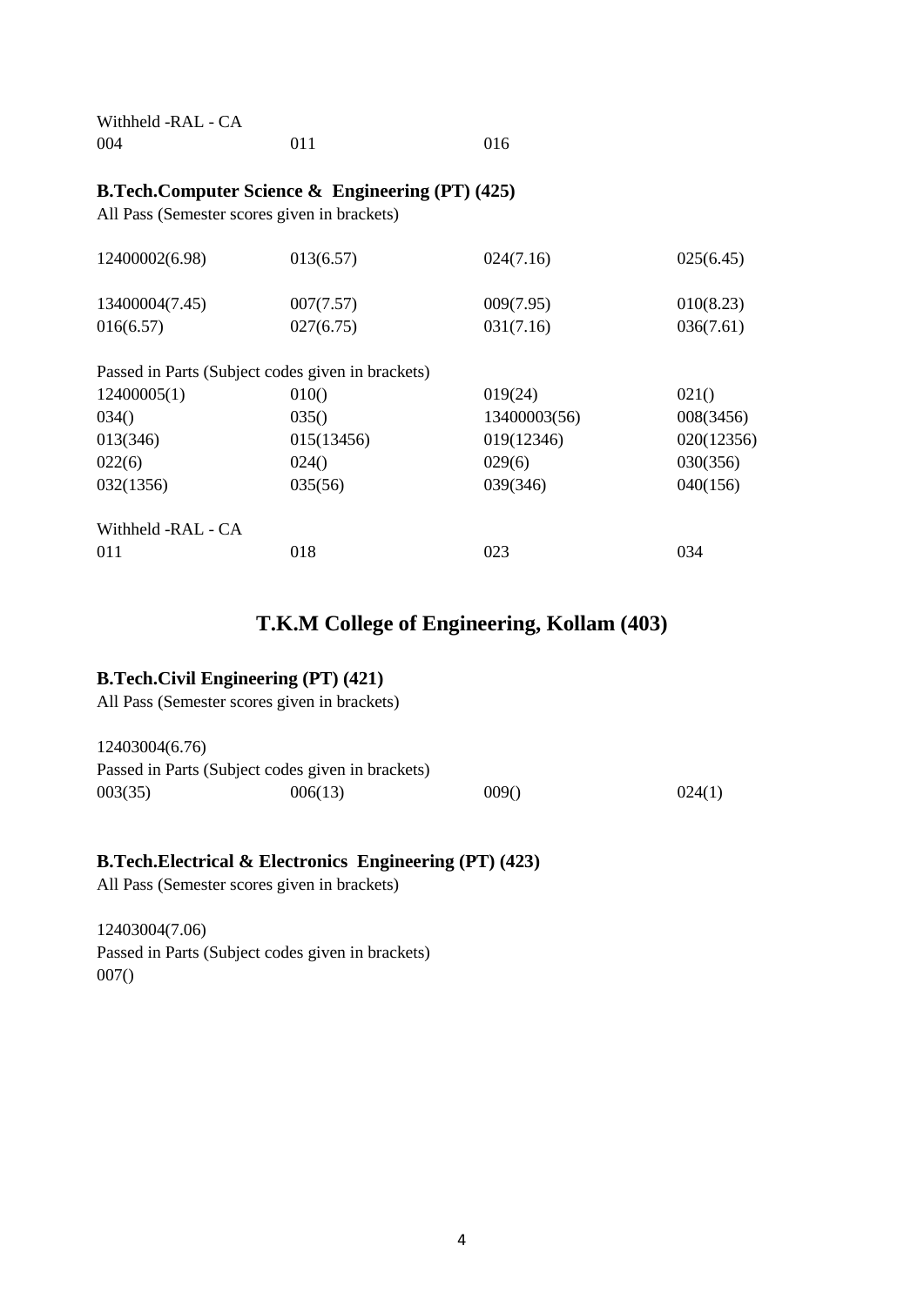Withheld -RAL - CA

| | | |
|---|---|---|
| 004 | 011 | 016 |

### B.Tech.Computer Science & Engineering (PT) (425)

All Pass (Semester scores given in brackets)

| | | | |
|---|---|---|---|
| 12400002(6.98) | 013(6.57) | 024(7.16) | 025(6.45) |
| 13400004(7.45) | 007(7.57) | 009(7.95) | 010(8.23) |
| 016(6.57) | 027(6.75) | 031(7.16) | 036(7.61) |

Passed in Parts (Subject codes given in brackets)

| | | | |
|---|---|---|---|
| 12400005(1) | 010() | 019(24) | 021() |
| 034() | 035() | 13400003(56) | 008(3456) |
| 013(346) | 015(13456) | 019(12346) | 020(12356) |
| 022(6) | 024() | 029(6) | 030(356) |
| 032(1356) | 035(56) | 039(346) | 040(156) |

Withheld -RAL - CA

| | | | |
|---|---|---|---|
| 011 | 018 | 023 | 034 |

## T.K.M College of Engineering, Kollam (403)

### B.Tech.Civil Engineering (PT) (421)

All Pass (Semester scores given in brackets)

12403004(6.76)

Passed in Parts (Subject codes given in brackets)

| | | | |
|---|---|---|---|
| 003(35) | 006(13) | 009() | 024(1) |

### B.Tech.Electrical & Electronics Engineering (PT) (423)

All Pass (Semester scores given in brackets)

12403004(7.06)

Passed in Parts (Subject codes given in brackets)

007()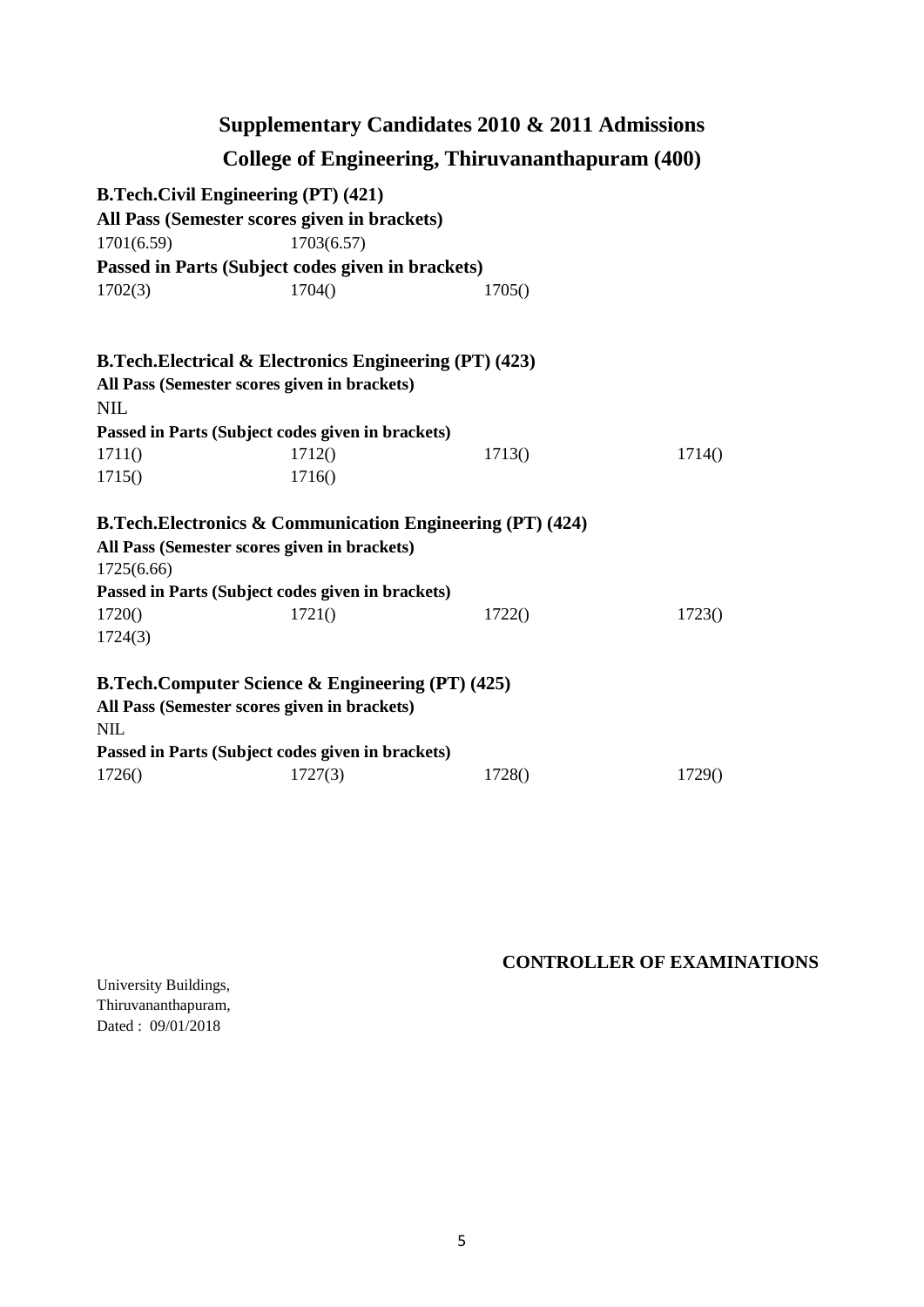## Supplementary Candidates 2010 & 2011 Admissions

## College of Engineering, Thiruvananthapuram (400)

**B.Tech.Civil Engineering (PT) (421)**

**All Pass (Semester scores given in brackets)**

| | |
|---|---|
| 1701(6.59) | 1703(6.57) |

**Passed in Parts (Subject codes given in brackets)**

| | | |
|---|---|---|
| 1702(3) | 1704() | 1705() |

**B.Tech.Electrical & Electronics Engineering (PT) (423)**

**All Pass (Semester scores given in brackets)**

NIL

**Passed in Parts (Subject codes given in brackets)**

| | | | |
|---|---|---|---|
| 1711() | 1712() | 1713() | 1714() |
| 1715() | 1716() | | |

**B.Tech.Electronics & Communication Engineering (PT) (424)**

**All Pass (Semester scores given in brackets)**

1725(6.66)

**Passed in Parts (Subject codes given in brackets)**

| | | | |
|---|---|---|---|
| 1720() | 1721() | 1722() | 1723() |
| 1724(3) | | | |

**B.Tech.Computer Science & Engineering (PT) (425)**

**All Pass (Semester scores given in brackets)**

NIL

**Passed in Parts (Subject codes given in brackets)**

| | | | |
|---|---|---|---|
| 1726() | 1727(3) | 1728() | 1729() |

**CONTROLLER OF EXAMINATIONS**

University Buildings,
Thiruvananthapuram,
Dated : 09/01/2018